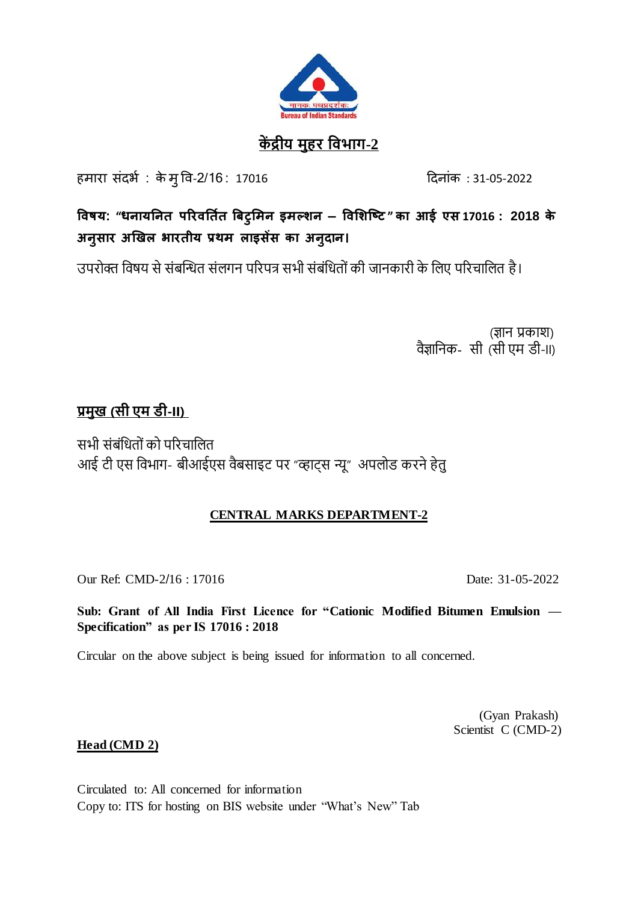## केंद्रीय मुहर विभाग-2

हमारा संदर्भ : के मु वि-2/16 : 17016 दिनांक : 31-05-2022

**विषय: "धनायनित परिवर्तित बिटुमिन इमल्शन – विशिष्टि" का आई एस 17016 : 2018 के अनुसार अखिल भारतीय प्रथम लाइसेंस का अनुदान।**

उपरोक्त विषय से संबन्धित संलगन परिपत्र सभी संबंधितों की जानकारी के लिए परिचालित है।

(ज्ञान प्रकाश)
वैज्ञानिक- सी (सी एम डी-II)

**प्रमुख (सी एम डी-II)**

सभी संबंधितों को परिचालित
आई टी एस विभाग- बीआईएस वैबसाइट पर "व्हाट्स न्यू" अपलोड करने हेतु

## CENTRAL MARKS DEPARTMENT-2

Our Ref: CMD-2/16 : 17016 Date: 31-05-2022

**Sub: Grant of All India First Licence for "Cationic Modified Bitumen Emulsion — Specification" as per IS 17016 : 2018**

Circular on the above subject is being issued for information to all concerned.

(Gyan Prakash)
Scientist C (CMD-2)

**Head (CMD 2)**

Circulated to: All concerned for information
Copy to: ITS for hosting on BIS website under "What's New" Tab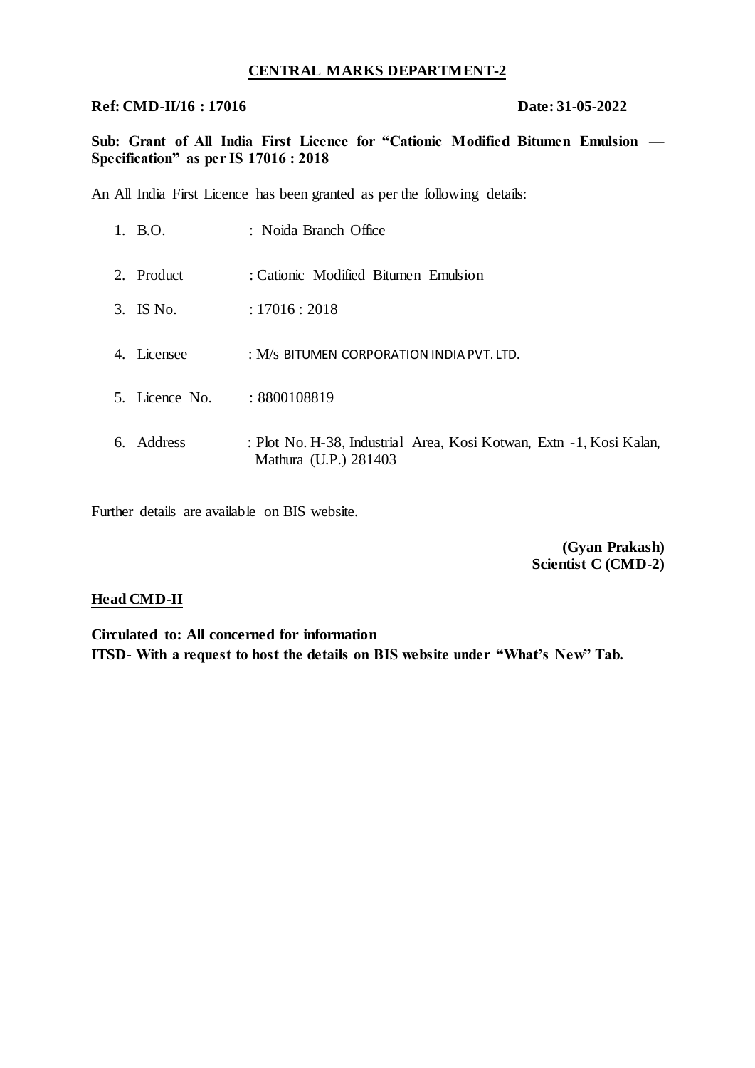## CENTRAL MARKS DEPARTMENT-2

**Ref: CMD-II/16 : 17016** **Date: 31-05-2022**

**Sub: Grant of All India First Licence for "Cationic Modified Bitumen Emulsion — Specification" as per IS 17016 : 2018**

An All India First Licence has been granted as per the following details:

1. B.O. : Noida Branch Office
2. Product : Cationic Modified Bitumen Emulsion
3. IS No. : 17016 : 2018
4. Licensee : M/s BITUMEN CORPORATION INDIA PVT. LTD.
5. Licence No. : 8800108819
6. Address : Plot No. H-38, Industrial Area, Kosi Kotwan, Extn -1, Kosi Kalan, Mathura (U.P.) 281403

Further details are available on BIS website.

**(Gyan Prakash)**
**Scientist C (CMD-2)**

**Head CMD-II**

**Circulated to: All concerned for information**
**ITSD- With a request to host the details on BIS website under "What's New" Tab.**